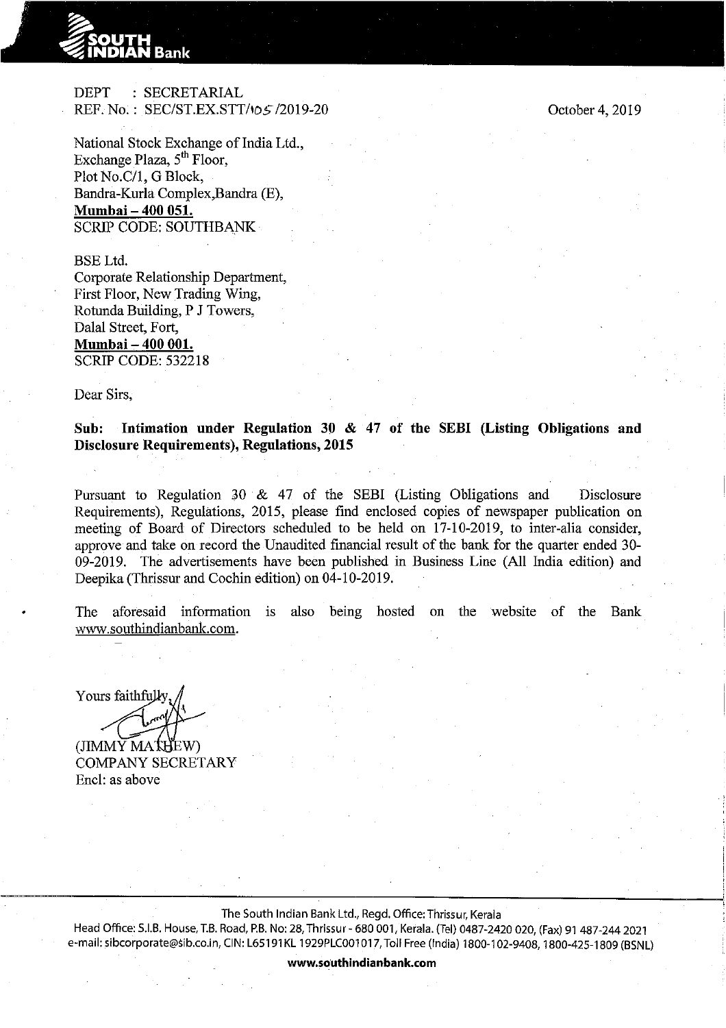DEPT : SECRETARIAL
REF. No. : SEC/ST.EX.STT/105/2019-20

October 4, 2019

National Stock Exchange of India Ltd.,
Exchange Plaza, 5th Floor,
Plot No.C/1, G Block,
Bandra-Kurla Complex,Bandra (E),
**Mumbai – 400 051.**
SCRIP CODE: SOUTHBANK

BSE Ltd.
Corporate Relationship Department,
First Floor, New Trading Wing,
Rotunda Building, P J Towers,
Dalal Street, Fort,
**Mumbai – 400 001.**
SCRIP CODE: 532218

Dear Sirs,

**Sub: Intimation under Regulation 30 & 47 of the SEBI (Listing Obligations and Disclosure Requirements), Regulations, 2015**

Pursuant to Regulation 30 & 47 of the SEBI (Listing Obligations and Disclosure Requirements), Regulations, 2015, please find enclosed copies of newspaper publication on meeting of Board of Directors scheduled to be held on 17-10-2019, to inter-alia consider, approve and take on record the Unaudited financial result of the bank for the quarter ended 30-09-2019. The advertisements have been published in Business Line (All India edition) and Deepika (Thrissur and Cochin edition) on 04-10-2019.

The aforesaid information is also being hosted on the website of the Bank www.southindianbank.com.

Yours faithfully,

(JIMMY MATHEW)
COMPANY SECRETARY
Encl: as above

The South Indian Bank Ltd., Regd. Office: Thrissur, Kerala
Head Office: S.I.B. House, T.B. Road, P.B. No: 28, Thrissur - 680 001, Kerala. (Tel) 0487-2420 020, (Fax) 91 487-244 2021
e-mail: sibcorporate@sib.co.in, CIN: L65191KL1929PLC001017, Toll Free (India) 1800-102-9408, 1800-425-1809 (BSNL)
www.southindianbank.com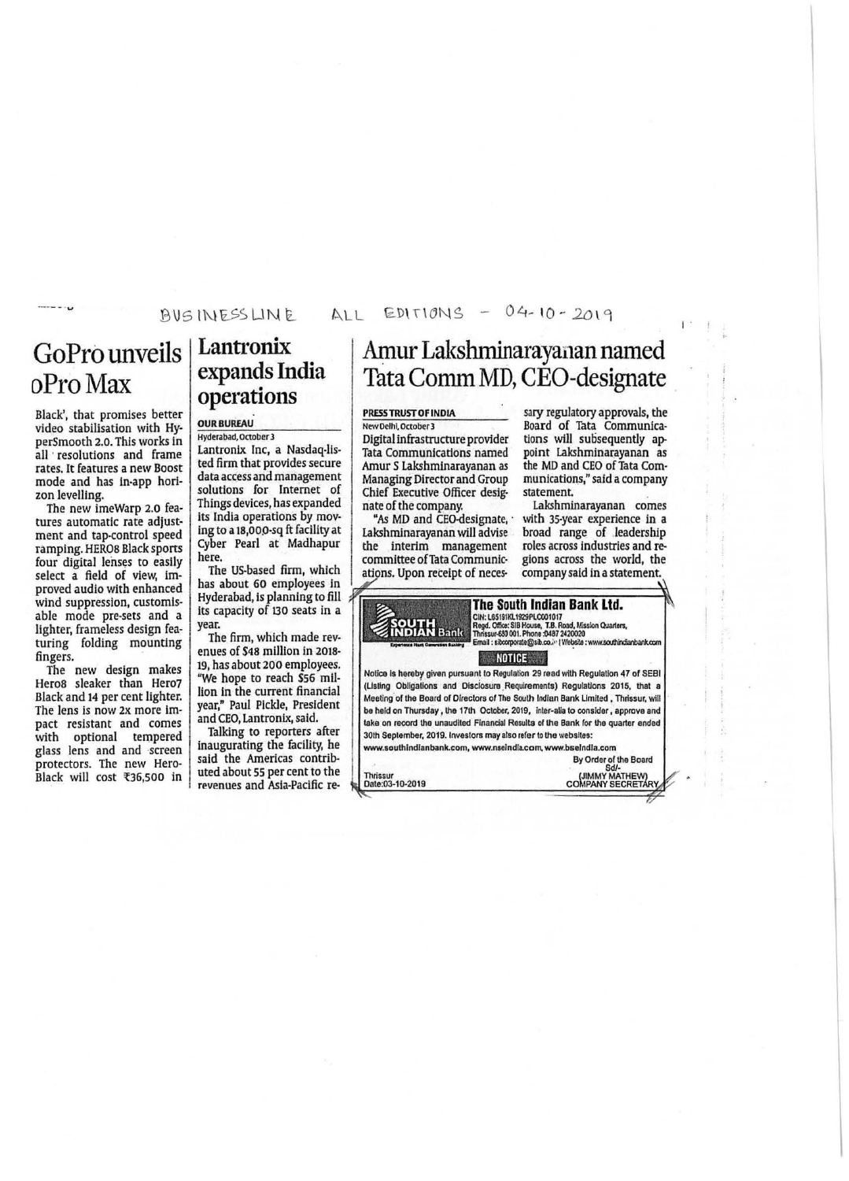BUSINESSLINE ALL EDITIONS - 04-10-2019

# GoPro unveils oPro Max

Black', that promises better video stabilisation with HyperSmooth 2.0. This works in all resolutions and frame rates. It features a new Boost mode and has in-app horizon levelling.

The new imeWarp 2.0 features automatic rate adjustment and tap-control speed ramping. HERO8 Black sports four digital lenses to easily select a field of view, improved audio with enhanced wind suppression, customisable mode pre-sets and a lighter, frameless design featuring folding mounting fingers.

The new design makes Hero8 sleaker than Hero7 Black and 14 per cent lighter. The lens is now 2x more impact resistant and comes with optional tempered glass lens and and screen protectors. The new Hero-Black will cost ₹36,500 in

# Lantronix expands India operations

**OUR BUREAU**

Hyderabad, October 3

Lantronix Inc, a Nasdaq-listed firm that provides secure data access and management solutions for Internet of Things devices, has expanded its India operations by moving to a 18,000-sq ft facility at Cyber Pearl at Madhapur here.

The US-based firm, which has about 60 employees in Hyderabad, is planning to fill its capacity of 130 seats in a year.

The firm, which made revenues of $48 million in 2018-19, has about 200 employees. "We hope to reach $56 million in the current financial year," Paul Pickle, President and CEO, Lantronix, said.

Talking to reporters after inaugurating the facility, he said the Americas contributed about 55 per cent to the revenues and Asia-Pacific re-

# Amur Lakshminarayanan named Tata Comm MD, CEO-designate

**PRESS TRUST OF INDIA**

New Delhi, October 3

Digital infrastructure provider Tata Communications named Amur S Lakshminarayanan as Managing Director and Group Chief Executive Officer designate of the company.

"As MD and CEO-designate, Lakshminarayanan will advise the interim management committee of Tata Communications. Upon receipt of necessary regulatory approvals, the Board of Tata Communications will subsequently appoint Lakshminarayanan as the MD and CEO of Tata Communications," said a company statement.

Lakshminarayanan comes with 35-year experience in a broad range of leadership roles across industries and regions across the world, the company said in a statement.

**The South Indian Bank Ltd.**

CIN: L65191KL1929PLC001017
Regd. Office: SIB House, T.B. Road, Mission Quarters, Thrissur-680 001. Phone :0487 2420020
Email : sibcorporate@sib.co.in | Website : www.southindianbank.com

**NOTICE**

Notice is hereby given pursuant to Regulation 29 read with Regulation 47 of SEBI (Listing Obligations and Disclosure Requirements) Regulations 2015, that a Meeting of the Board of Directors of The South Indian Bank Limited, Thrissur, will be held on Thursday, the 17th October, 2019, inter-alia to consider, approve and take on record the unaudited Financial Results of the Bank for the quarter ended 30th September, 2019. Investors may also refer to the websites: www.southindianbank.com, www.nseindia.com, www.bseindia.com

By Order of the Board
Sd/-
(JIMMY MATHEW)
COMPANY SECRETARY

Thrissur
Date:03-10-2019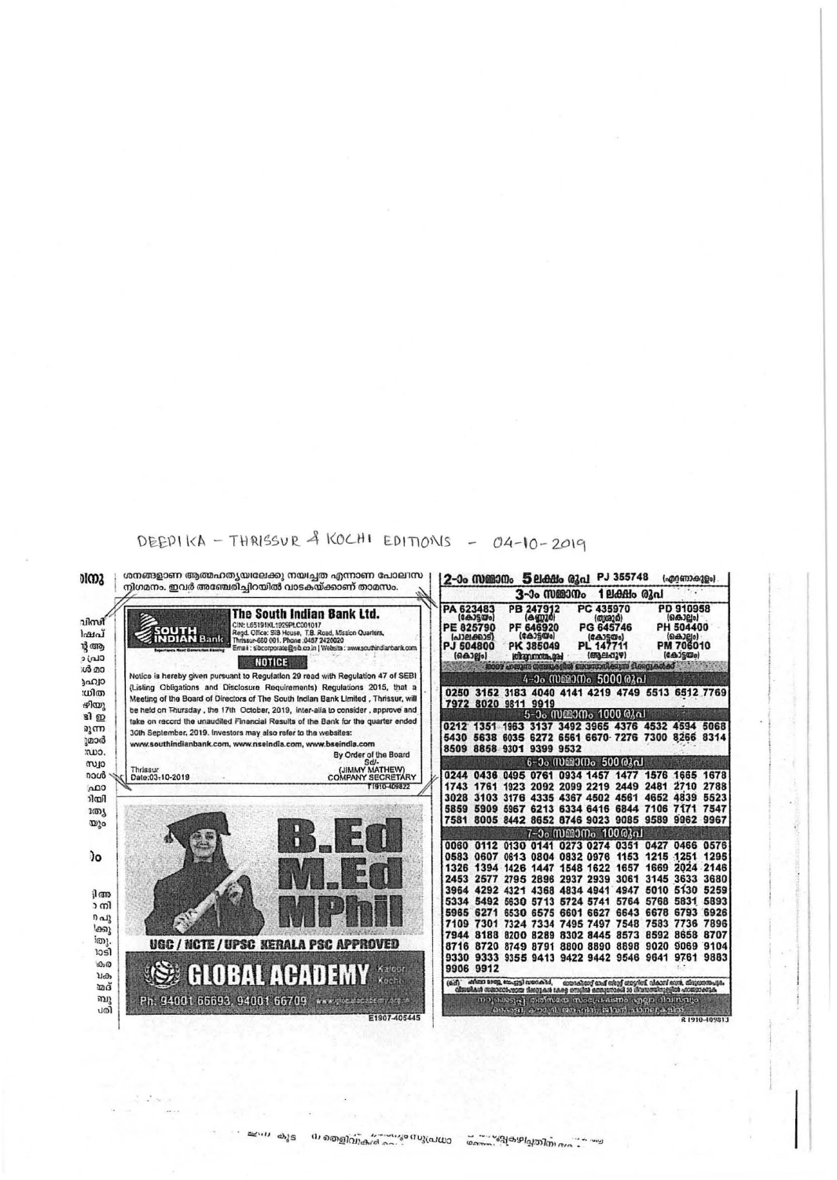DEEPIKA - THRISSUR & KOCHI EDITIONS - 04-10-2019

ശനങ്ങളാണ ആത്മഹത്യയിലേക്കു നയിച്ചത എന്നാണ പോലീസ നിഗമനം. ഇവർ അഞ്ചേരിച്ചിറയിൽ വാടകയ്ക്കാണ് താമസം.

## The South Indian Bank Ltd.

SOUTH INDIAN Bank

CIN: L65191KL1929PLC001017
Regd. Office: SIB House, T.B. Road, Mission Quarters, Thrissur-680 001. Phone :0487 2420020
Email : sibcorporate@sib.co.in | Website : www.southindianbank.com

### NOTICE

Notice is hereby given pursuant to Regulation 29 read with Regulation 47 of SEBI (Listing Obligations and Disclosure Requirements) Regulations 2015, that a Meeting of the Board of Directors of The South Indian Bank Limited, Thrissur, will be held on Thursday, the 17th October, 2019, inter-alia to consider, approve and take on record the unaudited Financial Results of the Bank for the quarter ended 30th September, 2019. Investors may also refer to the websites: www.southindianbank.com, www.nseindia.com, www.bseindia.com

By Order of the Board
Sd/-
(JIMMY MATHEW)
COMPANY SECRETARY

Thrissur
Date:03-10-2019

T1910-409822

B.Ed
M.Ed
MPhil

UGC / NCTE / UPSC KERALA PSC APPROVED

GLOBAL ACADEMY Kaloor, Kochi

Ph: 94001 66693, 94001 66709

E1907-405445

**2-ാം സമ്മാനം 5 ലക്ഷം രൂപ** PJ 355748 (എറണാകുളം)

**3-ാം സമ്മാനം 1 ലക്ഷം രൂപ**

| | | | |
|---|---|---|---|
| PA 623483 (കോട്ടയം) | PB 247912 (കണ്ണൂർ) | PC 435970 (തൃശൂർ) | PD 910958 (കൊല്ലം) |
| PE 825790 (പാലക്കാട്) | PF 646920 (കോട്ടയം) | PG 645746 (കോട്ടയം) | PH 504400 (കൊല്ലം) |
| PJ 604800 (കൊല്ലം) | PK 385049 (തിരുവനന്തപുരം) | PL 147711 (ആലപ്പുഴ) | PM 706010 (കോട്ടയം) |

**4-ാം സമ്മാനം 5000 രൂപ**

0250 3152 3183 4040 4141 4219 4749 5513 6512 7769 7972 8020 9811 9919

**5-ാം സമ്മാനം 1000 രൂപ**

0212 1351 1963 3137 3492 3965 4376 4532 4594 5068 5430 5638 6035 6272 6561 6670 7276 7300 8256 8314 8509 8858 9301 9399 9532

**6-ാം സമ്മാനം 500 രൂപ**

0244 0436 0495 0761 0934 1457 1477 1576 1665 1678 1743 1761 1923 2092 2099 2219 2449 2481 2710 2788 3028 3103 3176 4335 4367 4502 4561 4652 4839 5523 5859 5909 5967 6213 6334 6416 6844 7106 7171 7547 7581 8005 8442 8652 8746 9023 9085 9589 9962 9967

**7-ാം സമ്മാനം 100 രൂപ**

0060 0112 0130 0141 0273 0274 0351 0427 0466 0576 0583 0607 0613 0804 0832 0976 1153 1215 1251 1295 1326 1394 1426 1447 1548 1622 1657 1669 2024 2146 2453 2577 2795 2896 2937 2939 3061 3145 3633 3680 3964 4292 4321 4368 4834 4941 4947 5010 5130 5259 5334 5492 5630 5713 5724 5741 5764 5768 5831 5893 5965 6271 6530 6575 6601 6627 6643 6678 6793 6926 7109 7301 7324 7334 7495 7497 7548 7583 7736 7896 7944 8188 8200 8289 8302 8445 8573 8592 8658 8707 8716 8720 8749 8791 8800 8890 8898 9020 9069 9104 9330 9333 9355 9413 9422 9442 9546 9641 9761 9883 9906 9912

R 1910-409813